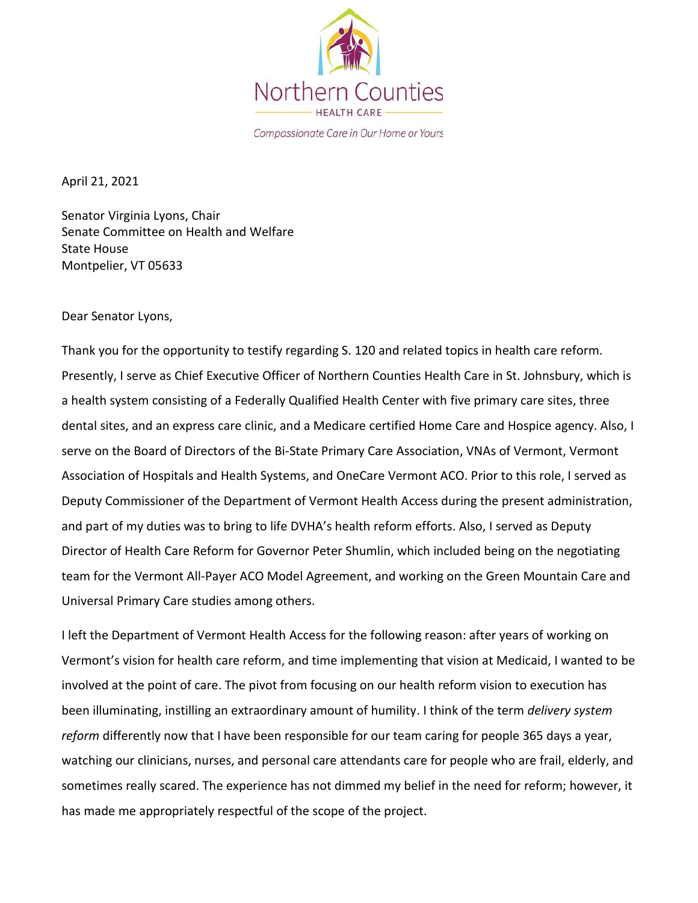Northern Counties

HEALTH CARE

*Compassionate Care in Our Home or Yours*

April 21, 2021

Senator Virginia Lyons, Chair
Senate Committee on Health and Welfare
State House
Montpelier, VT 05633

Dear Senator Lyons,

Thank you for the opportunity to testify regarding S. 120 and related topics in health care reform. Presently, I serve as Chief Executive Officer of Northern Counties Health Care in St. Johnsbury, which is a health system consisting of a Federally Qualified Health Center with five primary care sites, three dental sites, and an express care clinic, and a Medicare certified Home Care and Hospice agency. Also, I serve on the Board of Directors of the Bi-State Primary Care Association, VNAs of Vermont, Vermont Association of Hospitals and Health Systems, and OneCare Vermont ACO. Prior to this role, I served as Deputy Commissioner of the Department of Vermont Health Access during the present administration, and part of my duties was to bring to life DVHA's health reform efforts. Also, I served as Deputy Director of Health Care Reform for Governor Peter Shumlin, which included being on the negotiating team for the Vermont All-Payer ACO Model Agreement, and working on the Green Mountain Care and Universal Primary Care studies among others.

I left the Department of Vermont Health Access for the following reason: after years of working on Vermont's vision for health care reform, and time implementing that vision at Medicaid, I wanted to be involved at the point of care. The pivot from focusing on our health reform vision to execution has been illuminating, instilling an extraordinary amount of humility. I think of the term *delivery system reform* differently now that I have been responsible for our team caring for people 365 days a year, watching our clinicians, nurses, and personal care attendants care for people who are frail, elderly, and sometimes really scared. The experience has not dimmed my belief in the need for reform; however, it has made me appropriately respectful of the scope of the project.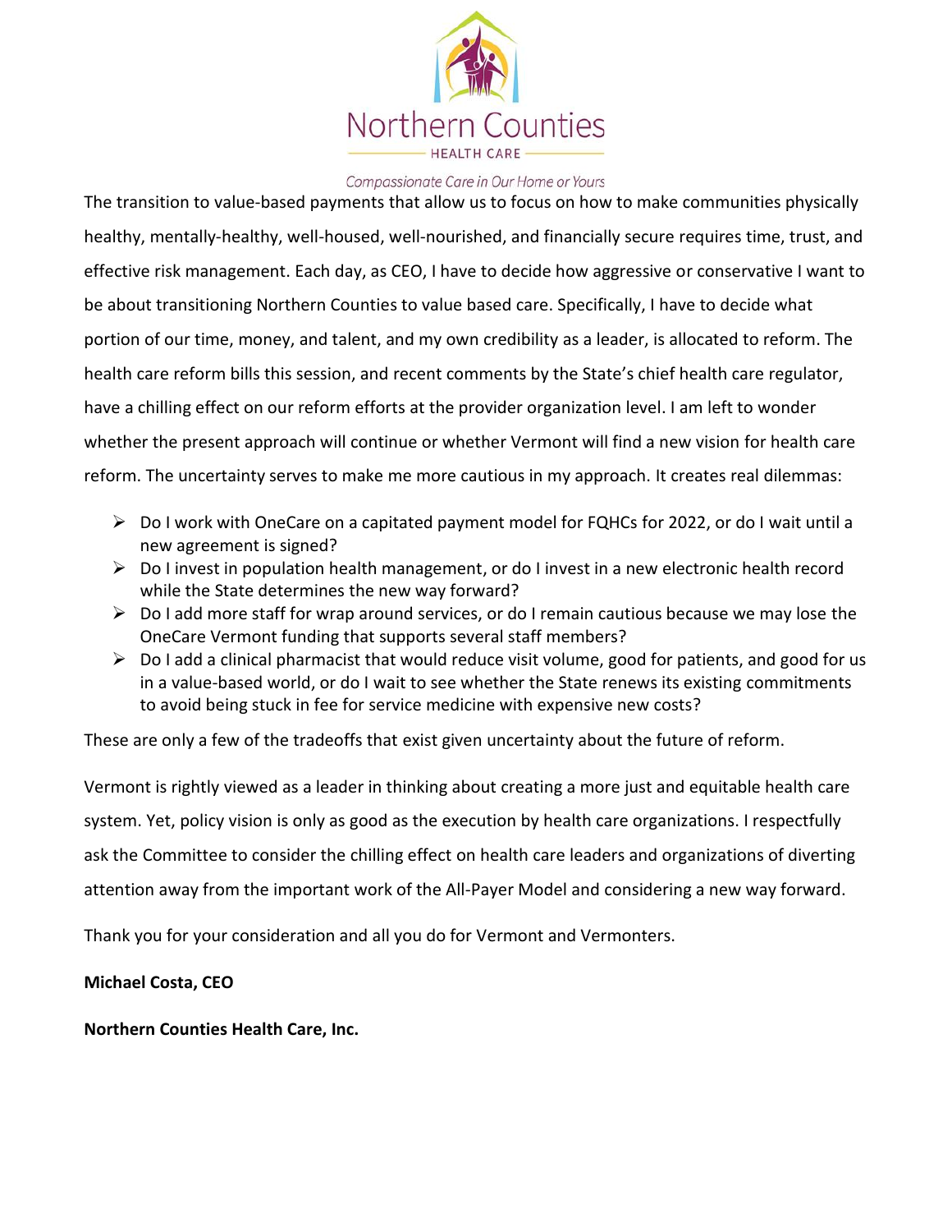Northern Counties

HEALTH CARE

*Compassionate Care in Our Home or Yours*

The transition to value-based payments that allow us to focus on how to make communities physically healthy, mentally-healthy, well-housed, well-nourished, and financially secure requires time, trust, and effective risk management. Each day, as CEO, I have to decide how aggressive or conservative I want to be about transitioning Northern Counties to value based care. Specifically, I have to decide what portion of our time, money, and talent, and my own credibility as a leader, is allocated to reform. The health care reform bills this session, and recent comments by the State's chief health care regulator, have a chilling effect on our reform efforts at the provider organization level. I am left to wonder whether the present approach will continue or whether Vermont will find a new vision for health care reform. The uncertainty serves to make me more cautious in my approach. It creates real dilemmas:

- Do I work with OneCare on a capitated payment model for FQHCs for 2022, or do I wait until a new agreement is signed?
- Do I invest in population health management, or do I invest in a new electronic health record while the State determines the new way forward?
- Do I add more staff for wrap around services, or do I remain cautious because we may lose the OneCare Vermont funding that supports several staff members?
- Do I add a clinical pharmacist that would reduce visit volume, good for patients, and good for us in a value-based world, or do I wait to see whether the State renews its existing commitments to avoid being stuck in fee for service medicine with expensive new costs?

These are only a few of the tradeoffs that exist given uncertainty about the future of reform.

Vermont is rightly viewed as a leader in thinking about creating a more just and equitable health care system. Yet, policy vision is only as good as the execution by health care organizations. I respectfully ask the Committee to consider the chilling effect on health care leaders and organizations of diverting attention away from the important work of the All-Payer Model and considering a new way forward.

Thank you for your consideration and all you do for Vermont and Vermonters.

**Michael Costa, CEO**

**Northern Counties Health Care, Inc.**